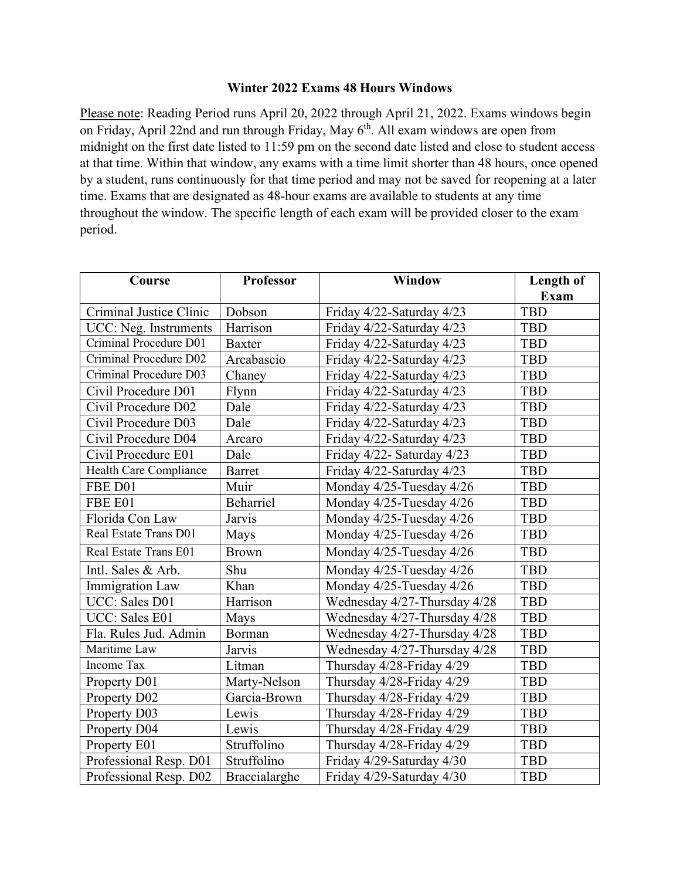**Winter 2022 Exams 48 Hours Windows**

Please note: Reading Period runs April 20, 2022 through April 21, 2022. Exams windows begin on Friday, April 22nd and run through Friday, May 6th. All exam windows are open from midnight on the first date listed to 11:59 pm on the second date listed and close to student access at that time. Within that window, any exams with a time limit shorter than 48 hours, once opened by a student, runs continuously for that time period and may not be saved for reopening at a later time. Exams that are designated as 48-hour exams are available to students at any time throughout the window. The specific length of each exam will be provided closer to the exam period.

| Course | Professor | Window | Length of Exam |
|---|---|---|---|
| Criminal Justice Clinic | Dobson | Friday 4/22-Saturday 4/23 | TBD |
| UCC: Neg. Instruments | Harrison | Friday 4/22-Saturday 4/23 | TBD |
| Criminal Procedure D01 | Baxter | Friday 4/22-Saturday 4/23 | TBD |
| Criminal Procedure D02 | Arcabascio | Friday 4/22-Saturday 4/23 | TBD |
| Criminal Procedure D03 | Chaney | Friday 4/22-Saturday 4/23 | TBD |
| Civil Procedure D01 | Flynn | Friday 4/22-Saturday 4/23 | TBD |
| Civil Procedure D02 | Dale | Friday 4/22-Saturday 4/23 | TBD |
| Civil Procedure D03 | Dale | Friday 4/22-Saturday 4/23 | TBD |
| Civil Procedure D04 | Arcaro | Friday 4/22-Saturday 4/23 | TBD |
| Civil Procedure E01 | Dale | Friday 4/22- Saturday 4/23 | TBD |
| Health Care Compliance | Barret | Friday 4/22-Saturday 4/23 | TBD |
| FBE D01 | Muir | Monday 4/25-Tuesday 4/26 | TBD |
| FBE E01 | Beharriel | Monday 4/25-Tuesday 4/26 | TBD |
| Florida Con Law | Jarvis | Monday 4/25-Tuesday 4/26 | TBD |
| Real Estate Trans D01 | Mays | Monday 4/25-Tuesday 4/26 | TBD |
| Real Estate Trans E01 | Brown | Monday 4/25-Tuesday 4/26 | TBD |
| Intl. Sales & Arb. | Shu | Monday 4/25-Tuesday 4/26 | TBD |
| Immigration Law | Khan | Monday 4/25-Tuesday 4/26 | TBD |
| UCC: Sales D01 | Harrison | Wednesday 4/27-Thursday 4/28 | TBD |
| UCC: Sales E01 | Mays | Wednesday 4/27-Thursday 4/28 | TBD |
| Fla. Rules Jud. Admin | Borman | Wednesday 4/27-Thursday 4/28 | TBD |
| Maritime Law | Jarvis | Wednesday 4/27-Thursday 4/28 | TBD |
| Income Tax | Litman | Thursday 4/28-Friday 4/29 | TBD |
| Property D01 | Marty-Nelson | Thursday 4/28-Friday 4/29 | TBD |
| Property D02 | Garcia-Brown | Thursday 4/28-Friday 4/29 | TBD |
| Property D03 | Lewis | Thursday 4/28-Friday 4/29 | TBD |
| Property D04 | Lewis | Thursday 4/28-Friday 4/29 | TBD |
| Property E01 | Struffolino | Thursday 4/28-Friday 4/29 | TBD |
| Professional Resp. D01 | Struffolino | Friday 4/29-Saturday 4/30 | TBD |
| Professional Resp. D02 | Braccialarghe | Friday 4/29-Saturday 4/30 | TBD |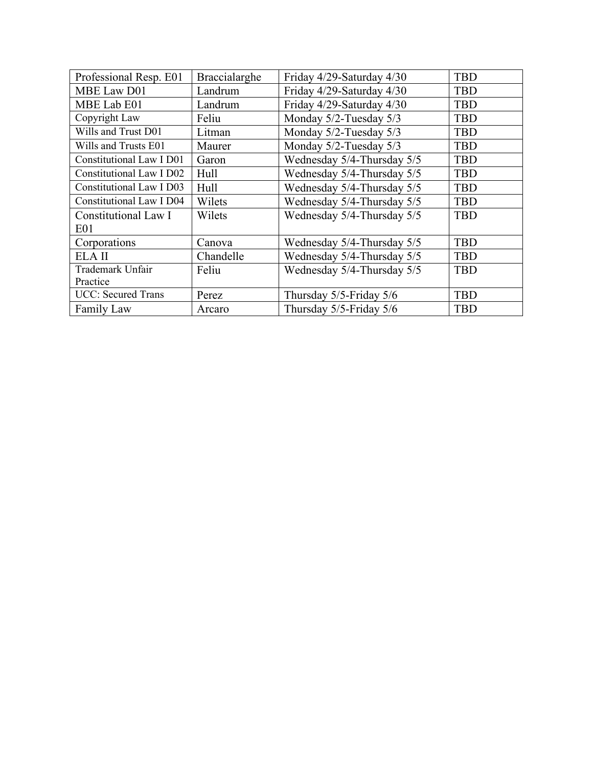| | | | |
|---|---|---|---|
| Professional Resp. E01 | Braccialarghe | Friday 4/29-Saturday 4/30 | TBD |
| MBE Law D01 | Landrum | Friday 4/29-Saturday 4/30 | TBD |
| MBE Lab E01 | Landrum | Friday 4/29-Saturday 4/30 | TBD |
| Copyright Law | Feliu | Monday 5/2-Tuesday 5/3 | TBD |
| Wills and Trust D01 | Litman | Monday 5/2-Tuesday 5/3 | TBD |
| Wills and Trusts E01 | Maurer | Monday 5/2-Tuesday 5/3 | TBD |
| Constitutional Law I D01 | Garon | Wednesday 5/4-Thursday 5/5 | TBD |
| Constitutional Law I D02 | Hull | Wednesday 5/4-Thursday 5/5 | TBD |
| Constitutional Law I D03 | Hull | Wednesday 5/4-Thursday 5/5 | TBD |
| Constitutional Law I D04 | Wilets | Wednesday 5/4-Thursday 5/5 | TBD |
| Constitutional Law I E01 | Wilets | Wednesday 5/4-Thursday 5/5 | TBD |
| Corporations | Canova | Wednesday 5/4-Thursday 5/5 | TBD |
| ELA II | Chandelle | Wednesday 5/4-Thursday 5/5 | TBD |
| Trademark Unfair Practice | Feliu | Wednesday 5/4-Thursday 5/5 | TBD |
| UCC: Secured Trans | Perez | Thursday 5/5-Friday 5/6 | TBD |
| Family Law | Arcaro | Thursday 5/5-Friday 5/6 | TBD |